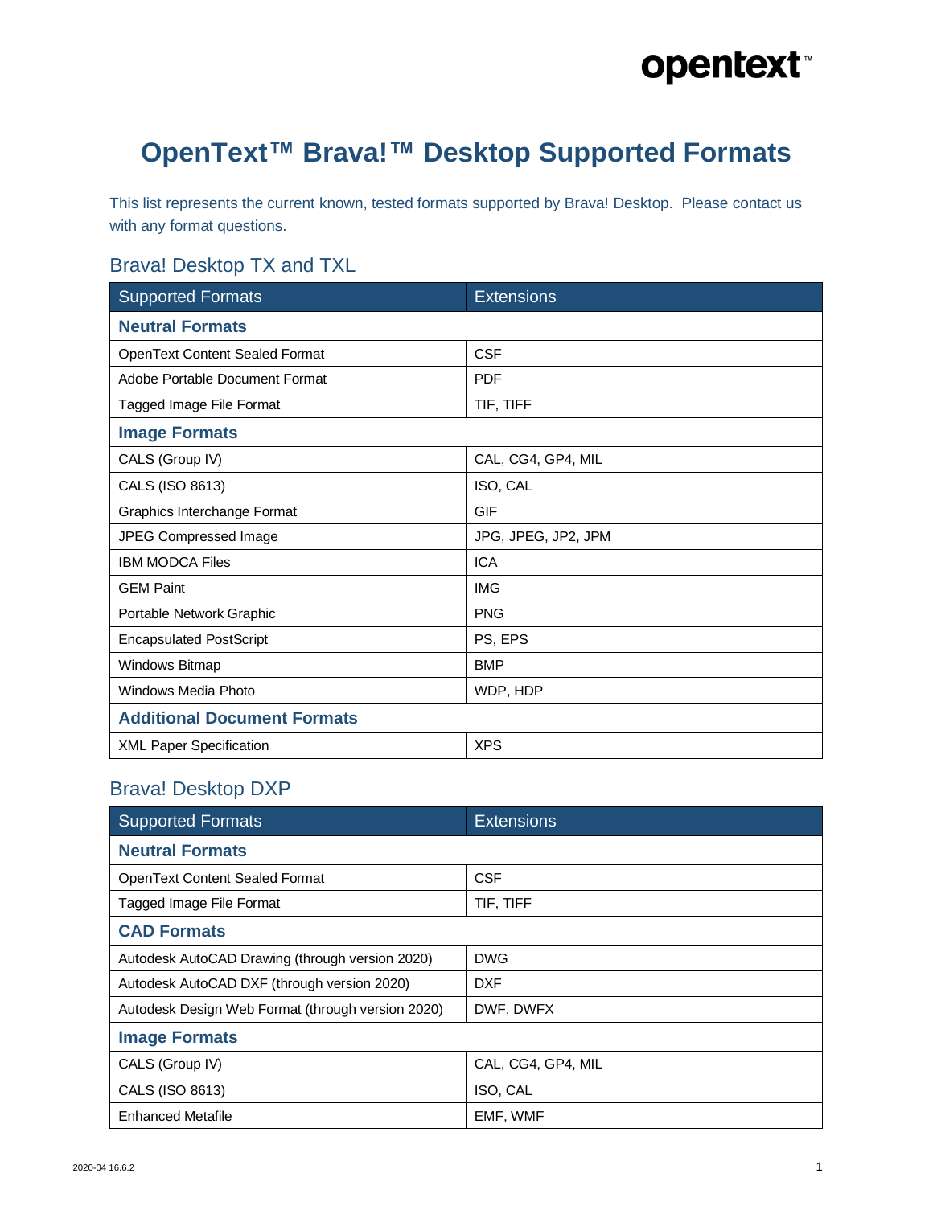# OpenText™ Brava!™ Desktop Supported Formats

This list represents the current known, tested formats supported by Brava! Desktop. Please contact us with any format questions.

## Brava! Desktop TX and TXL

| Supported Formats | Extensions |
|---|---|
| **Neutral Formats** | |
| OpenText Content Sealed Format | CSF |
| Adobe Portable Document Format | PDF |
| Tagged Image File Format | TIF, TIFF |
| **Image Formats** | |
| CALS (Group IV) | CAL, CG4, GP4, MIL |
| CALS (ISO 8613) | ISO, CAL |
| Graphics Interchange Format | GIF |
| JPEG Compressed Image | JPG, JPEG, JP2, JPM |
| IBM MODCA Files | ICA |
| GEM Paint | IMG |
| Portable Network Graphic | PNG |
| Encapsulated PostScript | PS, EPS |
| Windows Bitmap | BMP |
| Windows Media Photo | WDP, HDP |
| **Additional Document Formats** | |
| XML Paper Specification | XPS |

## Brava! Desktop DXP

| Supported Formats | Extensions |
|---|---|
| **Neutral Formats** | |
| OpenText Content Sealed Format | CSF |
| Tagged Image File Format | TIF, TIFF |
| **CAD Formats** | |
| Autodesk AutoCAD Drawing (through version 2020) | DWG |
| Autodesk AutoCAD DXF (through version 2020) | DXF |
| Autodesk Design Web Format (through version 2020) | DWF, DWFX |
| **Image Formats** | |
| CALS (Group IV) | CAL, CG4, GP4, MIL |
| CALS (ISO 8613) | ISO, CAL |
| Enhanced Metafile | EMF, WMF |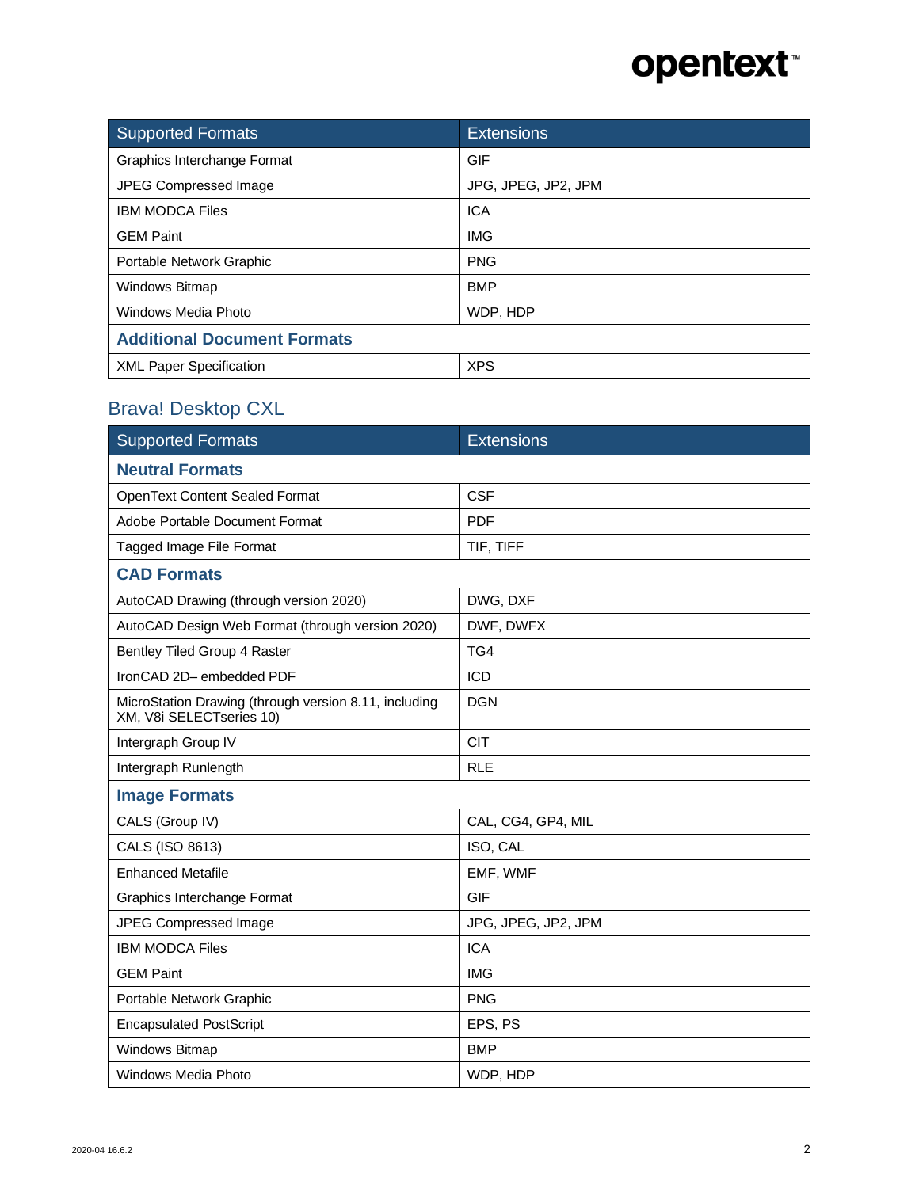| Supported Formats | Extensions |
| --- | --- |
| Graphics Interchange Format | GIF |
| JPEG Compressed Image | JPG, JPEG, JP2, JPM |
| IBM MODCA Files | ICA |
| GEM Paint | IMG |
| Portable Network Graphic | PNG |
| Windows Bitmap | BMP |
| Windows Media Photo | WDP, HDP |
| **Additional Document Formats** | |
| XML Paper Specification | XPS |

## Brava! Desktop CXL

| Supported Formats | Extensions |
| --- | --- |
| **Neutral Formats** | |
| OpenText Content Sealed Format | CSF |
| Adobe Portable Document Format | PDF |
| Tagged Image File Format | TIF, TIFF |
| **CAD Formats** | |
| AutoCAD Drawing (through version 2020) | DWG, DXF |
| AutoCAD Design Web Format (through version 2020) | DWF, DWFX |
| Bentley Tiled Group 4 Raster | TG4 |
| IronCAD 2D– embedded PDF | ICD |
| MicroStation Drawing (through version 8.11, including XM, V8i SELECTseries 10) | DGN |
| Intergraph Group IV | CIT |
| Intergraph Runlength | RLE |
| **Image Formats** | |
| CALS (Group IV) | CAL, CG4, GP4, MIL |
| CALS (ISO 8613) | ISO, CAL |
| Enhanced Metafile | EMF, WMF |
| Graphics Interchange Format | GIF |
| JPEG Compressed Image | JPG, JPEG, JP2, JPM |
| IBM MODCA Files | ICA |
| GEM Paint | IMG |
| Portable Network Graphic | PNG |
| Encapsulated PostScript | EPS, PS |
| Windows Bitmap | BMP |
| Windows Media Photo | WDP, HDP |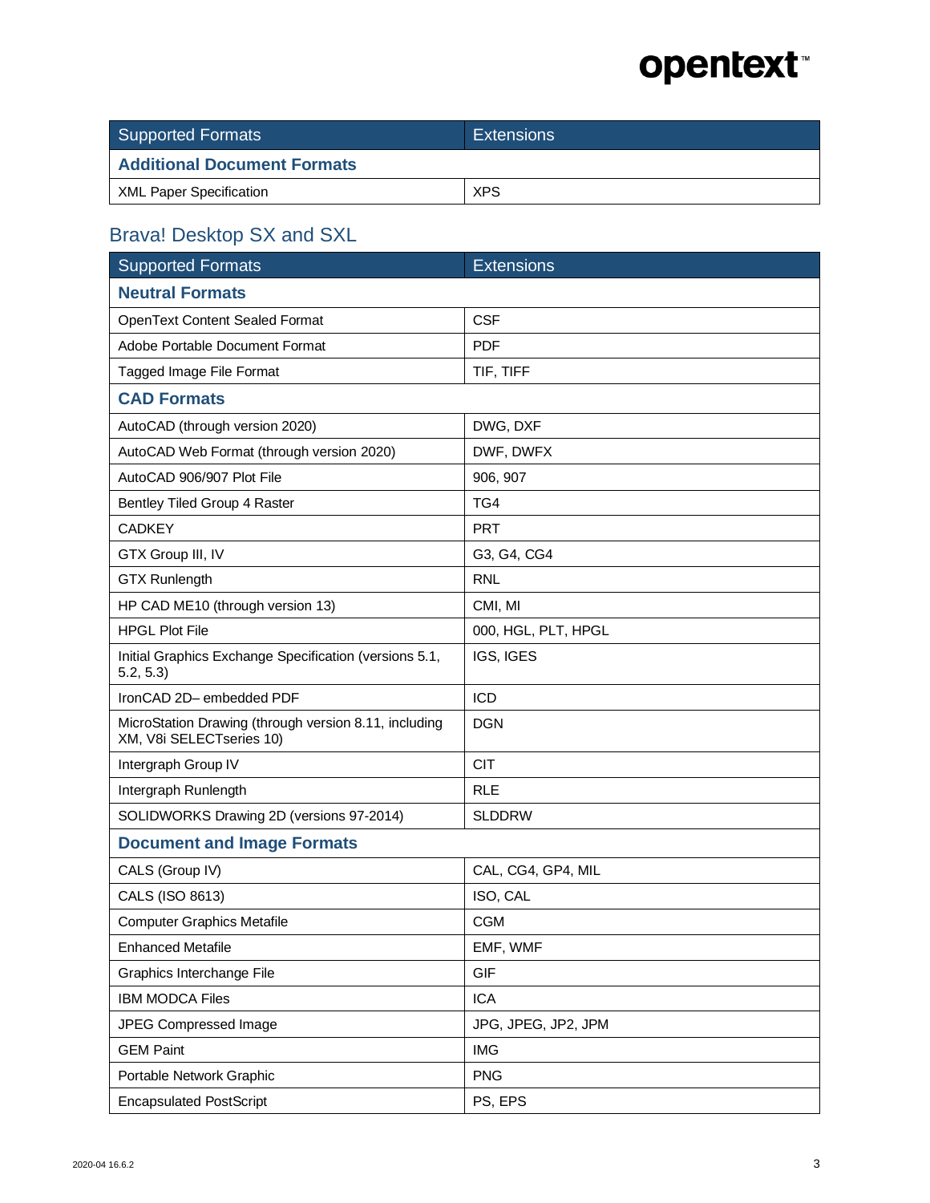| Supported Formats | Extensions |
|---|---|
| **Additional Document Formats** | |
| XML Paper Specification | XPS |

## Brava! Desktop SX and SXL

| Supported Formats | Extensions |
|---|---|
| **Neutral Formats** | |
| OpenText Content Sealed Format | CSF |
| Adobe Portable Document Format | PDF |
| Tagged Image File Format | TIF, TIFF |
| **CAD Formats** | |
| AutoCAD (through version 2020) | DWG, DXF |
| AutoCAD Web Format (through version 2020) | DWF, DWFX |
| AutoCAD 906/907 Plot File | 906, 907 |
| Bentley Tiled Group 4 Raster | TG4 |
| CADKEY | PRT |
| GTX Group III, IV | G3, G4, CG4 |
| GTX Runlength | RNL |
| HP CAD ME10 (through version 13) | CMI, MI |
| HPGL Plot File | 000, HGL, PLT, HPGL |
| Initial Graphics Exchange Specification (versions 5.1, 5.2, 5.3) | IGS, IGES |
| IronCAD 2D– embedded PDF | ICD |
| MicroStation Drawing (through version 8.11, including XM, V8i SELECTseries 10) | DGN |
| Intergraph Group IV | CIT |
| Intergraph Runlength | RLE |
| SOLIDWORKS Drawing 2D (versions 97-2014) | SLDDRW |
| **Document and Image Formats** | |
| CALS (Group IV) | CAL, CG4, GP4, MIL |
| CALS (ISO 8613) | ISO, CAL |
| Computer Graphics Metafile | CGM |
| Enhanced Metafile | EMF, WMF |
| Graphics Interchange File | GIF |
| IBM MODCA Files | ICA |
| JPEG Compressed Image | JPG, JPEG, JP2, JPM |
| GEM Paint | IMG |
| Portable Network Graphic | PNG |
| Encapsulated PostScript | PS, EPS |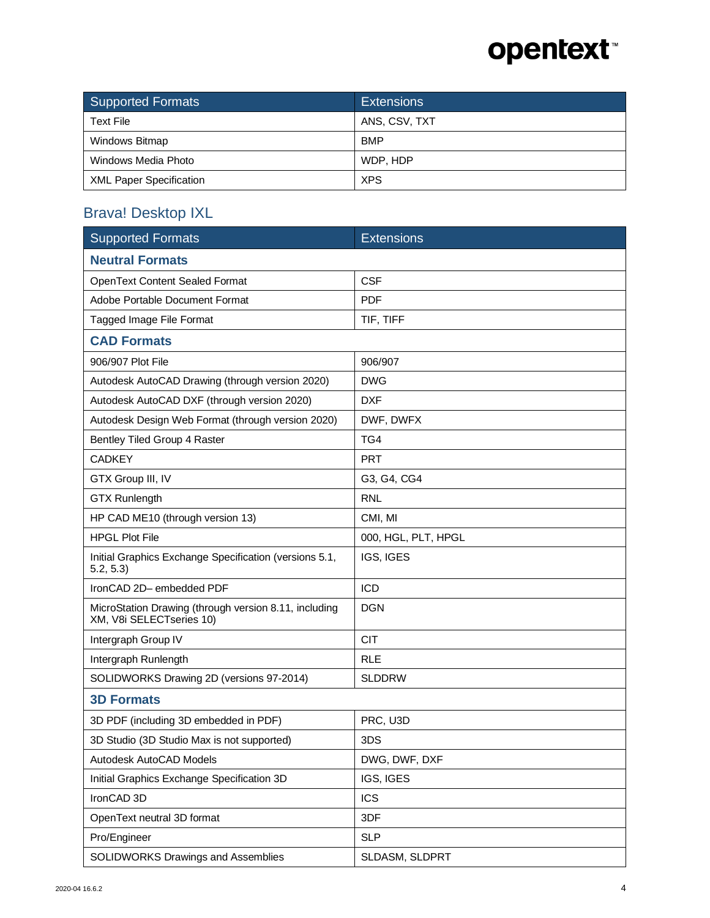| Supported Formats | Extensions |
| --- | --- |
| Text File | ANS, CSV, TXT |
| Windows Bitmap | BMP |
| Windows Media Photo | WDP, HDP |
| XML Paper Specification | XPS |

## Brava! Desktop IXL

| Supported Formats | Extensions |
| --- | --- |
| **Neutral Formats** | |
| OpenText Content Sealed Format | CSF |
| Adobe Portable Document Format | PDF |
| Tagged Image File Format | TIF, TIFF |
| **CAD Formats** | |
| 906/907 Plot File | 906/907 |
| Autodesk AutoCAD Drawing (through version 2020) | DWG |
| Autodesk AutoCAD DXF (through version 2020) | DXF |
| Autodesk Design Web Format (through version 2020) | DWF, DWFX |
| Bentley Tiled Group 4 Raster | TG4 |
| CADKEY | PRT |
| GTX Group III, IV | G3, G4, CG4 |
| GTX Runlength | RNL |
| HP CAD ME10 (through version 13) | CMI, MI |
| HPGL Plot File | 000, HGL, PLT, HPGL |
| Initial Graphics Exchange Specification (versions 5.1, 5.2, 5.3) | IGS, IGES |
| IronCAD 2D– embedded PDF | ICD |
| MicroStation Drawing (through version 8.11, including XM, V8i SELECTseries 10) | DGN |
| Intergraph Group IV | CIT |
| Intergraph Runlength | RLE |
| SOLIDWORKS Drawing 2D (versions 97-2014) | SLDDRW |
| **3D Formats** | |
| 3D PDF (including 3D embedded in PDF) | PRC, U3D |
| 3D Studio (3D Studio Max is not supported) | 3DS |
| Autodesk AutoCAD Models | DWG, DWF, DXF |
| Initial Graphics Exchange Specification 3D | IGS, IGES |
| IronCAD 3D | ICS |
| OpenText neutral 3D format | 3DF |
| Pro/Engineer | SLP |
| SOLIDWORKS Drawings and Assemblies | SLDASM, SLDPRT |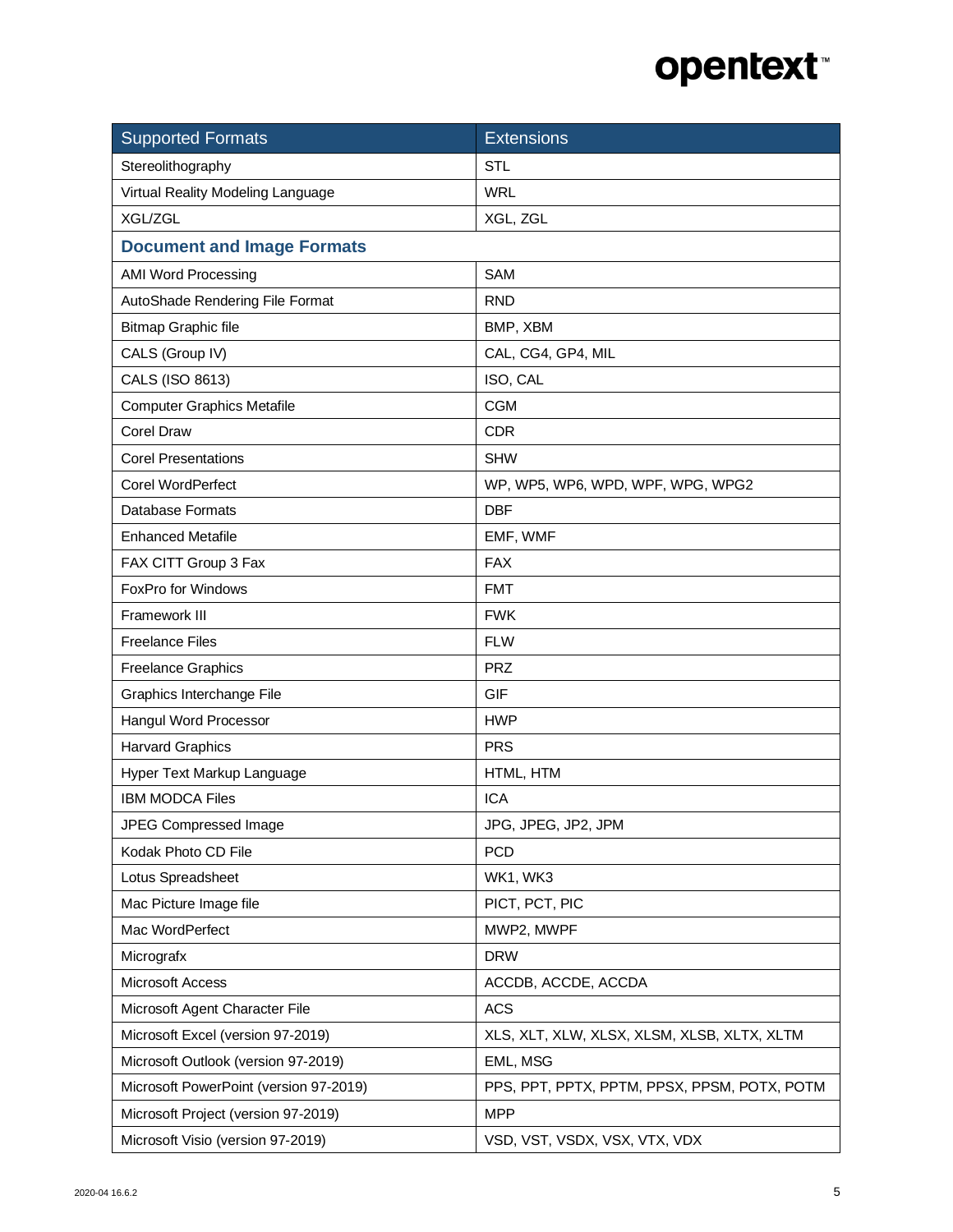| Supported Formats | Extensions |
| --- | --- |
| Stereolithography | STL |
| Virtual Reality Modeling Language | WRL |
| XGL/ZGL | XGL, ZGL |
| **Document and Image Formats** | |
| AMI Word Processing | SAM |
| AutoShade Rendering File Format | RND |
| Bitmap Graphic file | BMP, XBM |
| CALS (Group IV) | CAL, CG4, GP4, MIL |
| CALS (ISO 8613) | ISO, CAL |
| Computer Graphics Metafile | CGM |
| Corel Draw | CDR |
| Corel Presentations | SHW |
| Corel WordPerfect | WP, WP5, WP6, WPD, WPF, WPG, WPG2 |
| Database Formats | DBF |
| Enhanced Metafile | EMF, WMF |
| FAX CITT Group 3 Fax | FAX |
| FoxPro for Windows | FMT |
| Framework III | FWK |
| Freelance Files | FLW |
| Freelance Graphics | PRZ |
| Graphics Interchange File | GIF |
| Hangul Word Processor | HWP |
| Harvard Graphics | PRS |
| Hyper Text Markup Language | HTML, HTM |
| IBM MODCA Files | ICA |
| JPEG Compressed Image | JPG, JPEG, JP2, JPM |
| Kodak Photo CD File | PCD |
| Lotus Spreadsheet | WK1, WK3 |
| Mac Picture Image file | PICT, PCT, PIC |
| Mac WordPerfect | MWP2, MWPF |
| Micrografx | DRW |
| Microsoft Access | ACCDB, ACCDE, ACCDA |
| Microsoft Agent Character File | ACS |
| Microsoft Excel (version 97-2019) | XLS, XLT, XLW, XLSX, XLSM, XLSB, XLTX, XLTM |
| Microsoft Outlook (version 97-2019) | EML, MSG |
| Microsoft PowerPoint (version 97-2019) | PPS, PPT, PPTX, PPTM, PPSX, PPSM, POTX, POTM |
| Microsoft Project (version 97-2019) | MPP |
| Microsoft Visio (version 97-2019) | VSD, VST, VSDX, VSX, VTX, VDX |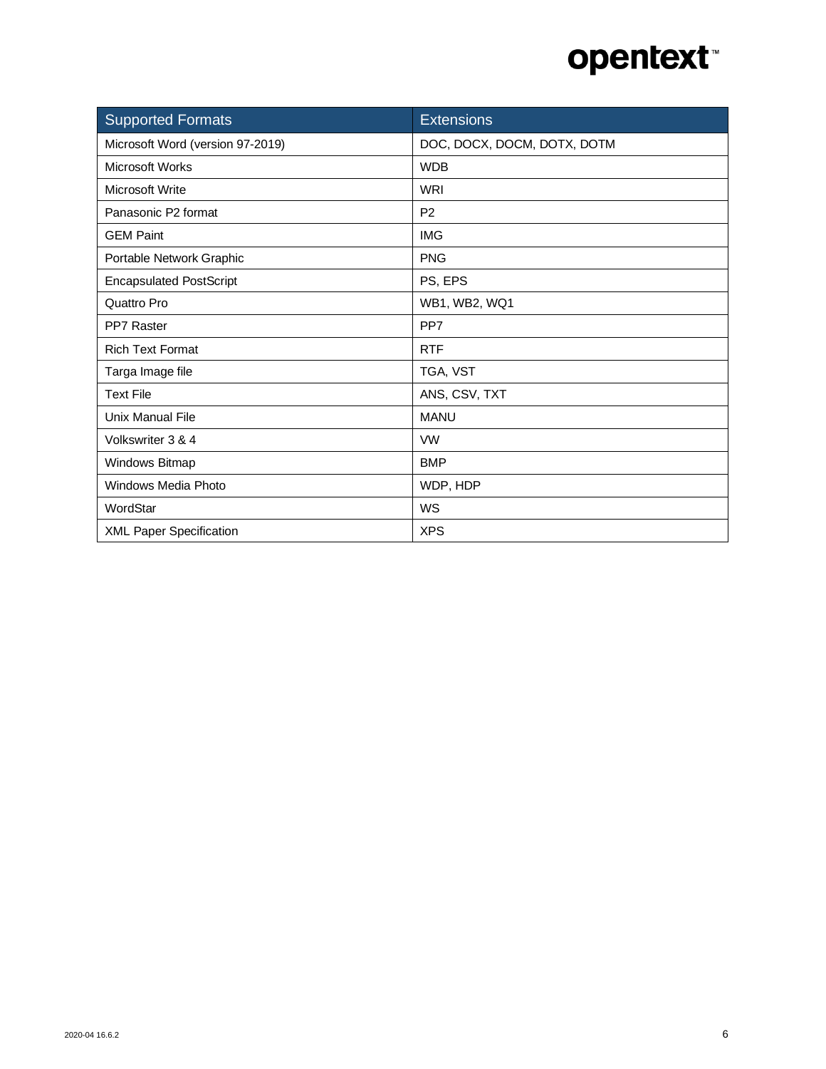| Supported Formats | Extensions |
|---|---|
| Microsoft Word (version 97-2019) | DOC, DOCX, DOCM, DOTX, DOTM |
| Microsoft Works | WDB |
| Microsoft Write | WRI |
| Panasonic P2 format | P2 |
| GEM Paint | IMG |
| Portable Network Graphic | PNG |
| Encapsulated PostScript | PS, EPS |
| Quattro Pro | WB1, WB2, WQ1 |
| PP7 Raster | PP7 |
| Rich Text Format | RTF |
| Targa Image file | TGA, VST |
| Text File | ANS, CSV, TXT |
| Unix Manual File | MANU |
| Volkswriter 3 & 4 | VW |
| Windows Bitmap | BMP |
| Windows Media Photo | WDP, HDP |
| WordStar | WS |
| XML Paper Specification | XPS |